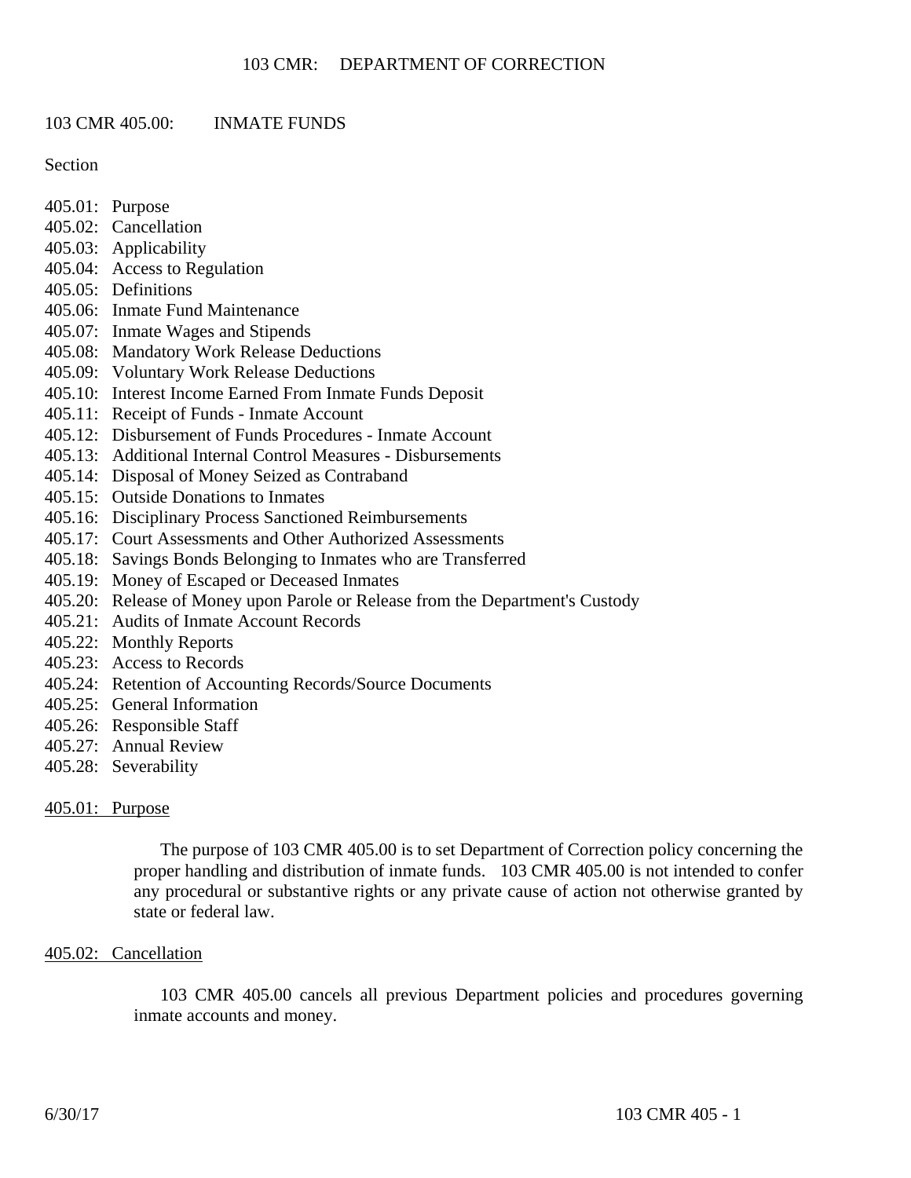# 103 CMR 405.00: INMATE FUNDS

Section

405.01: Purpose
405.02: Cancellation
405.03: Applicability
405.04: Access to Regulation
405.05: Definitions
405.06: Inmate Fund Maintenance
405.07: Inmate Wages and Stipends
405.08: Mandatory Work Release Deductions
405.09: Voluntary Work Release Deductions
405.10: Interest Income Earned From Inmate Funds Deposit
405.11: Receipt of Funds - Inmate Account
405.12: Disbursement of Funds Procedures - Inmate Account
405.13: Additional Internal Control Measures - Disbursements
405.14: Disposal of Money Seized as Contraband
405.15: Outside Donations to Inmates
405.16: Disciplinary Process Sanctioned Reimbursements
405.17: Court Assessments and Other Authorized Assessments
405.18: Savings Bonds Belonging to Inmates who are Transferred
405.19: Money of Escaped or Deceased Inmates
405.20: Release of Money upon Parole or Release from the Department's Custody
405.21: Audits of Inmate Account Records
405.22: Monthly Reports
405.23: Access to Records
405.24: Retention of Accounting Records/Source Documents
405.25: General Information
405.26: Responsible Staff
405.27: Annual Review
405.28: Severability

## 405.01: Purpose

The purpose of 103 CMR 405.00 is to set Department of Correction policy concerning the proper handling and distribution of inmate funds. 103 CMR 405.00 is not intended to confer any procedural or substantive rights or any private cause of action not otherwise granted by state or federal law.

## 405.02: Cancellation

103 CMR 405.00 cancels all previous Department policies and procedures governing inmate accounts and money.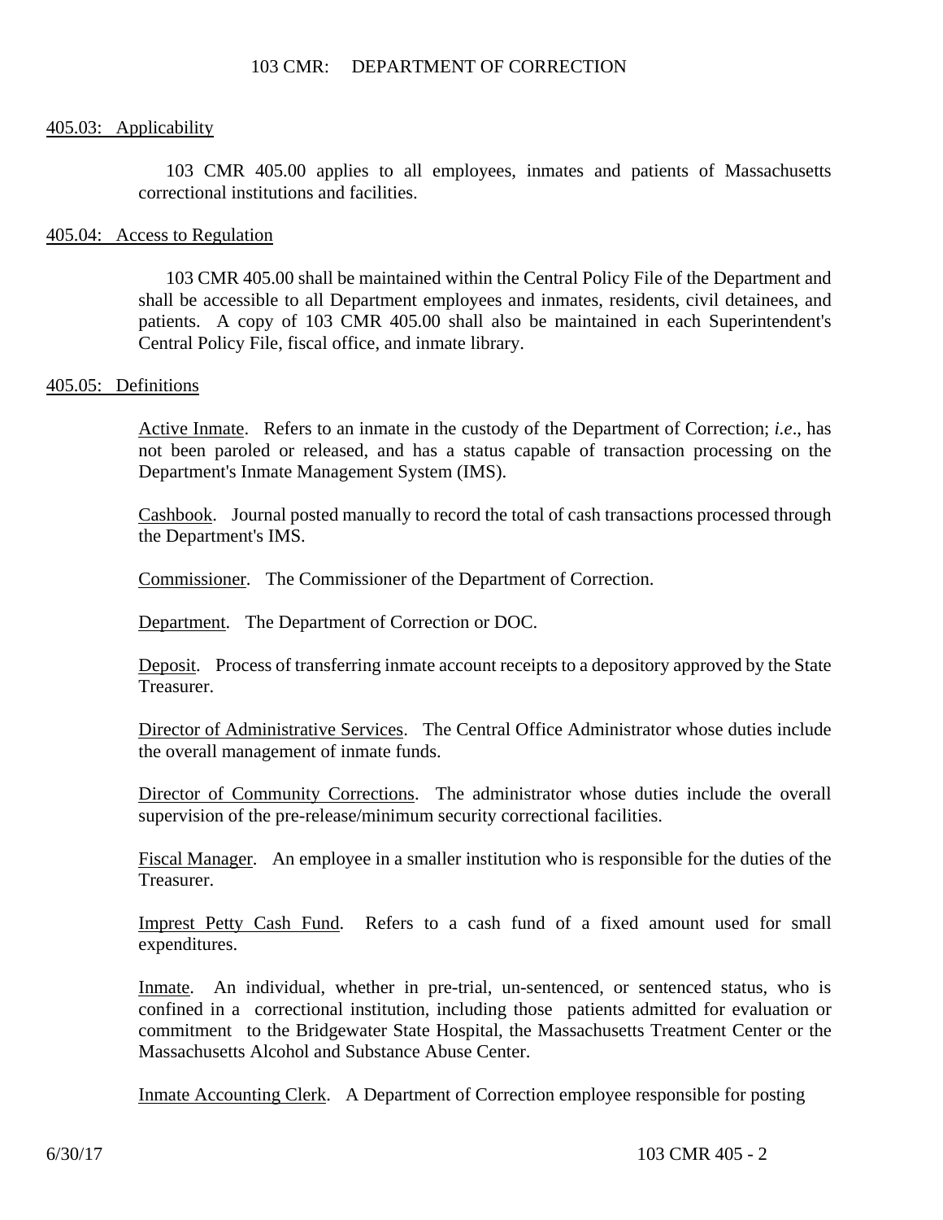## 405.03: Applicability

103 CMR 405.00 applies to all employees, inmates and patients of Massachusetts correctional institutions and facilities.

## 405.04: Access to Regulation

103 CMR 405.00 shall be maintained within the Central Policy File of the Department and shall be accessible to all Department employees and inmates, residents, civil detainees, and patients. A copy of 103 CMR 405.00 shall also be maintained in each Superintendent's Central Policy File, fiscal office, and inmate library.

## 405.05: Definitions

Active Inmate. Refers to an inmate in the custody of the Department of Correction; *i.e*., has not been paroled or released, and has a status capable of transaction processing on the Department's Inmate Management System (IMS).

Cashbook. Journal posted manually to record the total of cash transactions processed through the Department's IMS.

Commissioner. The Commissioner of the Department of Correction.

Department. The Department of Correction or DOC.

Deposit. Process of transferring inmate account receipts to a depository approved by the State Treasurer.

Director of Administrative Services. The Central Office Administrator whose duties include the overall management of inmate funds.

Director of Community Corrections. The administrator whose duties include the overall supervision of the pre-release/minimum security correctional facilities.

Fiscal Manager. An employee in a smaller institution who is responsible for the duties of the Treasurer.

Imprest Petty Cash Fund. Refers to a cash fund of a fixed amount used for small expenditures.

Inmate. An individual, whether in pre-trial, un-sentenced, or sentenced status, who is confined in a correctional institution, including those patients admitted for evaluation or commitment to the Bridgewater State Hospital, the Massachusetts Treatment Center or the Massachusetts Alcohol and Substance Abuse Center.

Inmate Accounting Clerk. A Department of Correction employee responsible for posting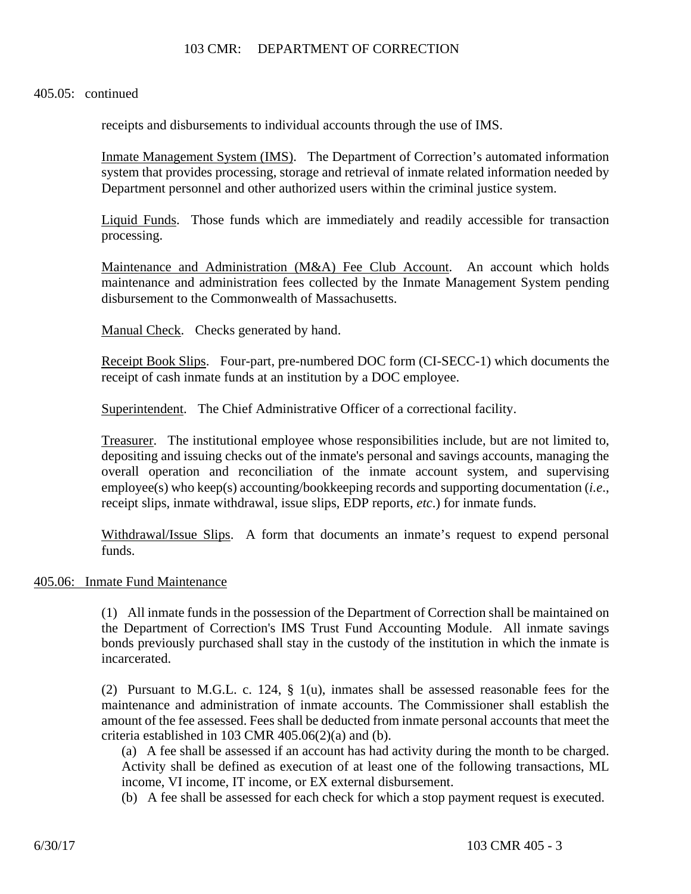405.05: continued

receipts and disbursements to individual accounts through the use of IMS.

Inmate Management System (IMS). The Department of Correction's automated information system that provides processing, storage and retrieval of inmate related information needed by Department personnel and other authorized users within the criminal justice system.

Liquid Funds. Those funds which are immediately and readily accessible for transaction processing.

Maintenance and Administration (M&A) Fee Club Account. An account which holds maintenance and administration fees collected by the Inmate Management System pending disbursement to the Commonwealth of Massachusetts.

Manual Check. Checks generated by hand.

Receipt Book Slips. Four-part, pre-numbered DOC form (CI-SECC-1) which documents the receipt of cash inmate funds at an institution by a DOC employee.

Superintendent. The Chief Administrative Officer of a correctional facility.

Treasurer. The institutional employee whose responsibilities include, but are not limited to, depositing and issuing checks out of the inmate's personal and savings accounts, managing the overall operation and reconciliation of the inmate account system, and supervising employee(s) who keep(s) accounting/bookkeeping records and supporting documentation (*i.e.*, receipt slips, inmate withdrawal, issue slips, EDP reports, *etc*.) for inmate funds.

Withdrawal/Issue Slips. A form that documents an inmate's request to expend personal funds.

## 405.06: Inmate Fund Maintenance

(1) All inmate funds in the possession of the Department of Correction shall be maintained on the Department of Correction's IMS Trust Fund Accounting Module. All inmate savings bonds previously purchased shall stay in the custody of the institution in which the inmate is incarcerated.

(2) Pursuant to M.G.L. c. 124, § 1(u), inmates shall be assessed reasonable fees for the maintenance and administration of inmate accounts. The Commissioner shall establish the amount of the fee assessed. Fees shall be deducted from inmate personal accounts that meet the criteria established in 103 CMR 405.06(2)(a) and (b).

(a) A fee shall be assessed if an account has had activity during the month to be charged. Activity shall be defined as execution of at least one of the following transactions, ML income, VI income, IT income, or EX external disbursement.

(b) A fee shall be assessed for each check for which a stop payment request is executed.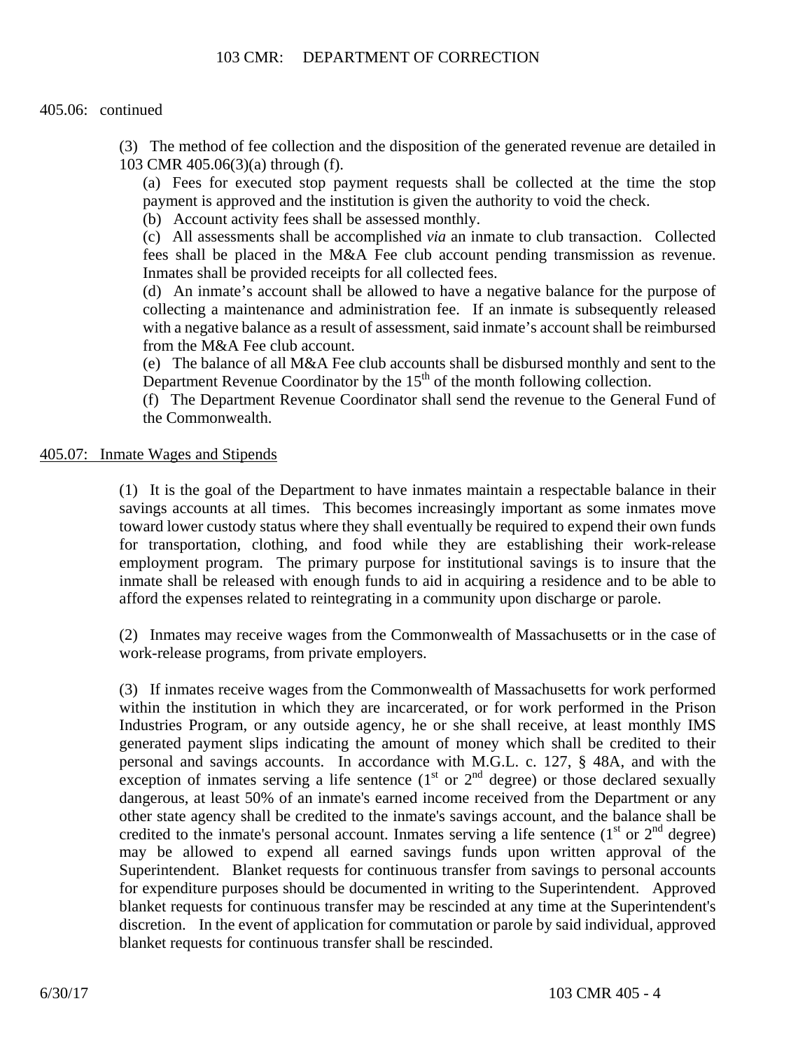405.06: continued

(3) The method of fee collection and the disposition of the generated revenue are detailed in 103 CMR 405.06(3)(a) through (f).

(a) Fees for executed stop payment requests shall be collected at the time the stop payment is approved and the institution is given the authority to void the check.

(b) Account activity fees shall be assessed monthly.

(c) All assessments shall be accomplished *via* an inmate to club transaction. Collected fees shall be placed in the M&A Fee club account pending transmission as revenue. Inmates shall be provided receipts for all collected fees.

(d) An inmate's account shall be allowed to have a negative balance for the purpose of collecting a maintenance and administration fee. If an inmate is subsequently released with a negative balance as a result of assessment, said inmate's account shall be reimbursed from the M&A Fee club account.

(e) The balance of all M&A Fee club accounts shall be disbursed monthly and sent to the Department Revenue Coordinator by the 15th of the month following collection.

(f) The Department Revenue Coordinator shall send the revenue to the General Fund of the Commonwealth.

## 405.07: Inmate Wages and Stipends

(1) It is the goal of the Department to have inmates maintain a respectable balance in their savings accounts at all times. This becomes increasingly important as some inmates move toward lower custody status where they shall eventually be required to expend their own funds for transportation, clothing, and food while they are establishing their work-release employment program. The primary purpose for institutional savings is to insure that the inmate shall be released with enough funds to aid in acquiring a residence and to be able to afford the expenses related to reintegrating in a community upon discharge or parole.

(2) Inmates may receive wages from the Commonwealth of Massachusetts or in the case of work-release programs, from private employers.

(3) If inmates receive wages from the Commonwealth of Massachusetts for work performed within the institution in which they are incarcerated, or for work performed in the Prison Industries Program, or any outside agency, he or she shall receive, at least monthly IMS generated payment slips indicating the amount of money which shall be credited to their personal and savings accounts. In accordance with M.G.L. c. 127, § 48A, and with the exception of inmates serving a life sentence (1st or 2nd degree) or those declared sexually dangerous, at least 50% of an inmate's earned income received from the Department or any other state agency shall be credited to the inmate's savings account, and the balance shall be credited to the inmate's personal account. Inmates serving a life sentence (1st or 2nd degree) may be allowed to expend all earned savings funds upon written approval of the Superintendent. Blanket requests for continuous transfer from savings to personal accounts for expenditure purposes should be documented in writing to the Superintendent. Approved blanket requests for continuous transfer may be rescinded at any time at the Superintendent's discretion. In the event of application for commutation or parole by said individual, approved blanket requests for continuous transfer shall be rescinded.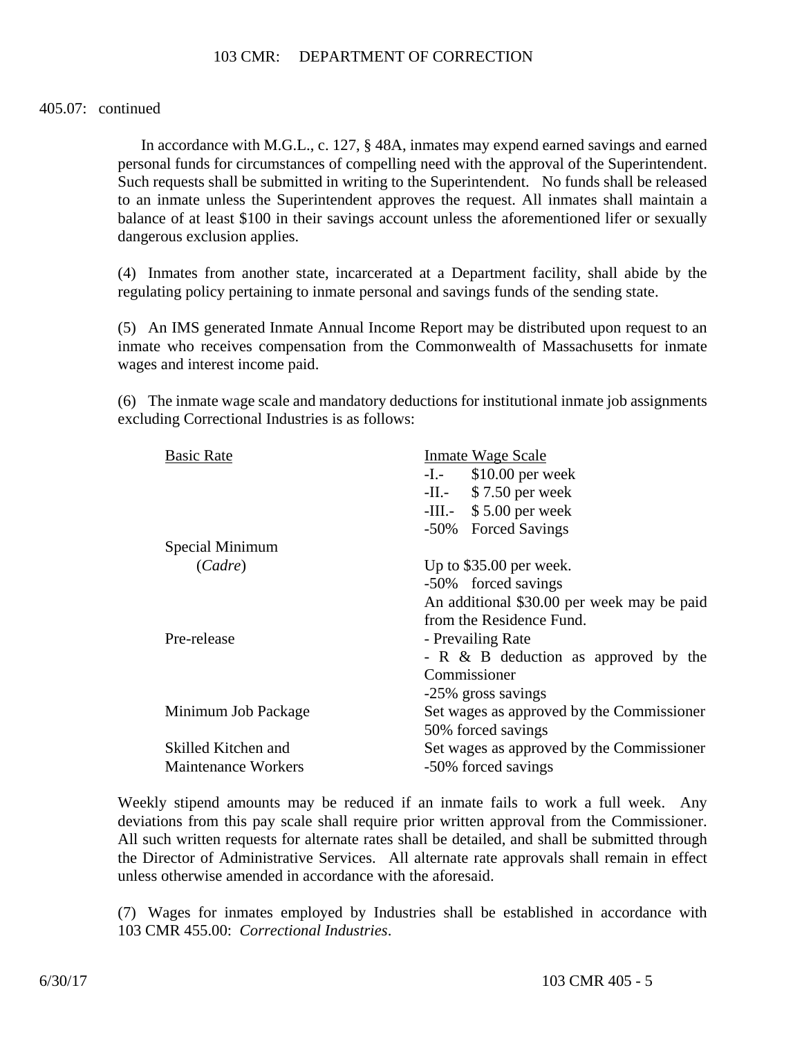405.07: continued

In accordance with M.G.L., c. 127, § 48A, inmates may expend earned savings and earned personal funds for circumstances of compelling need with the approval of the Superintendent. Such requests shall be submitted in writing to the Superintendent. No funds shall be released to an inmate unless the Superintendent approves the request. All inmates shall maintain a balance of at least $100 in their savings account unless the aforementioned lifer or sexually dangerous exclusion applies.

(4) Inmates from another state, incarcerated at a Department facility, shall abide by the regulating policy pertaining to inmate personal and savings funds of the sending state.

(5) An IMS generated Inmate Annual Income Report may be distributed upon request to an inmate who receives compensation from the Commonwealth of Massachusetts for inmate wages and interest income paid.

(6) The inmate wage scale and mandatory deductions for institutional inmate job assignments excluding Correctional Industries is as follows:

| Basic Rate | Inmate Wage Scale |
|---|---|
| | -I.- $10.00 per week<br>-II.- $ 7.50 per week<br>-III.- $ 5.00 per week<br>-50% Forced Savings |
| Special Minimum (*Cadre*) | Up to $35.00 per week.<br>-50% forced savings<br>An additional $30.00 per week may be paid from the Residence Fund. |
| Pre-release | - Prevailing Rate<br>- R & B deduction as approved by the Commissioner<br>-25% gross savings |
| Minimum Job Package | Set wages as approved by the Commissioner<br>50% forced savings |
| Skilled Kitchen and Maintenance Workers | Set wages as approved by the Commissioner<br>-50% forced savings |

Weekly stipend amounts may be reduced if an inmate fails to work a full week. Any deviations from this pay scale shall require prior written approval from the Commissioner. All such written requests for alternate rates shall be detailed, and shall be submitted through the Director of Administrative Services. All alternate rate approvals shall remain in effect unless otherwise amended in accordance with the aforesaid.

(7) Wages for inmates employed by Industries shall be established in accordance with 103 CMR 455.00: *Correctional Industries*.

6/30/17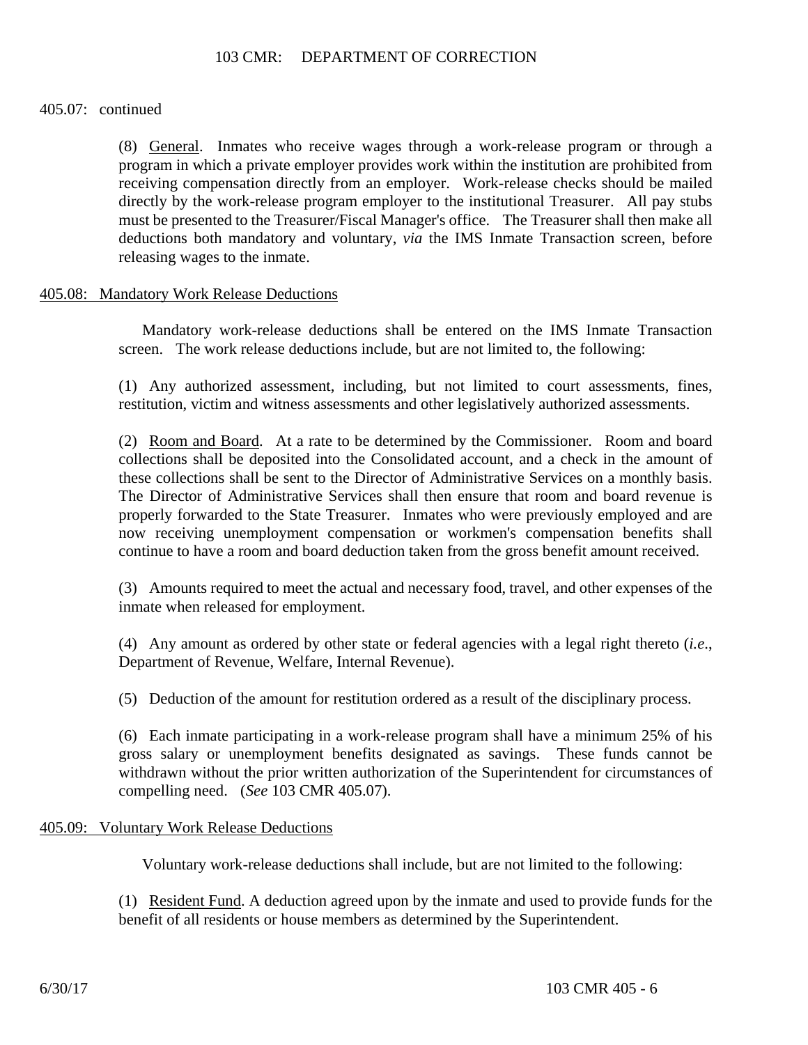405.07: continued

(8) <u>General</u>. Inmates who receive wages through a work-release program or through a program in which a private employer provides work within the institution are prohibited from receiving compensation directly from an employer. Work-release checks should be mailed directly by the work-release program employer to the institutional Treasurer. All pay stubs must be presented to the Treasurer/Fiscal Manager's office. The Treasurer shall then make all deductions both mandatory and voluntary, *via* the IMS Inmate Transaction screen, before releasing wages to the inmate.

## <u>405.08: Mandatory Work Release Deductions</u>

Mandatory work-release deductions shall be entered on the IMS Inmate Transaction screen. The work release deductions include, but are not limited to, the following:

(1) Any authorized assessment, including, but not limited to court assessments, fines, restitution, victim and witness assessments and other legislatively authorized assessments.

(2) <u>Room and Board</u>. At a rate to be determined by the Commissioner. Room and board collections shall be deposited into the Consolidated account, and a check in the amount of these collections shall be sent to the Director of Administrative Services on a monthly basis. The Director of Administrative Services shall then ensure that room and board revenue is properly forwarded to the State Treasurer. Inmates who were previously employed and are now receiving unemployment compensation or workmen's compensation benefits shall continue to have a room and board deduction taken from the gross benefit amount received.

(3) Amounts required to meet the actual and necessary food, travel, and other expenses of the inmate when released for employment.

(4) Any amount as ordered by other state or federal agencies with a legal right thereto (*i.e.*, Department of Revenue, Welfare, Internal Revenue).

(5) Deduction of the amount for restitution ordered as a result of the disciplinary process.

(6) Each inmate participating in a work-release program shall have a minimum 25% of his gross salary or unemployment benefits designated as savings. These funds cannot be withdrawn without the prior written authorization of the Superintendent for circumstances of compelling need. (*See* 103 CMR 405.07).

## <u>405.09: Voluntary Work Release Deductions</u>

Voluntary work-release deductions shall include, but are not limited to the following:

(1) <u>Resident Fund</u>. A deduction agreed upon by the inmate and used to provide funds for the benefit of all residents or house members as determined by the Superintendent.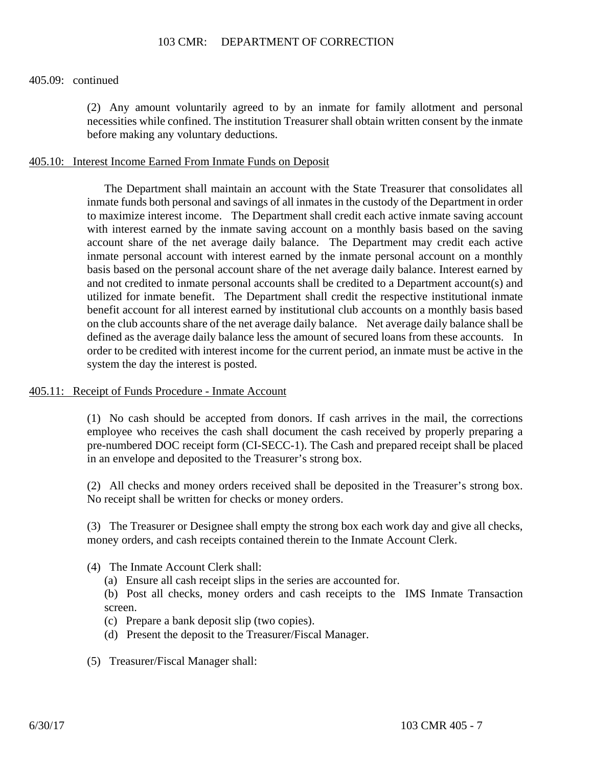405.09: continued

(2) Any amount voluntarily agreed to by an inmate for family allotment and personal necessities while confined. The institution Treasurer shall obtain written consent by the inmate before making any voluntary deductions.

## 405.10: Interest Income Earned From Inmate Funds on Deposit

The Department shall maintain an account with the State Treasurer that consolidates all inmate funds both personal and savings of all inmates in the custody of the Department in order to maximize interest income. The Department shall credit each active inmate saving account with interest earned by the inmate saving account on a monthly basis based on the saving account share of the net average daily balance. The Department may credit each active inmate personal account with interest earned by the inmate personal account on a monthly basis based on the personal account share of the net average daily balance. Interest earned by and not credited to inmate personal accounts shall be credited to a Department account(s) and utilized for inmate benefit. The Department shall credit the respective institutional inmate benefit account for all interest earned by institutional club accounts on a monthly basis based on the club accounts share of the net average daily balance. Net average daily balance shall be defined as the average daily balance less the amount of secured loans from these accounts. In order to be credited with interest income for the current period, an inmate must be active in the system the day the interest is posted.

## 405.11: Receipt of Funds Procedure - Inmate Account

(1) No cash should be accepted from donors. If cash arrives in the mail, the corrections employee who receives the cash shall document the cash received by properly preparing a pre-numbered DOC receipt form (CI-SECC-1). The Cash and prepared receipt shall be placed in an envelope and deposited to the Treasurer's strong box.

(2) All checks and money orders received shall be deposited in the Treasurer's strong box. No receipt shall be written for checks or money orders.

(3) The Treasurer or Designee shall empty the strong box each work day and give all checks, money orders, and cash receipts contained therein to the Inmate Account Clerk.

(4) The Inmate Account Clerk shall:

(a) Ensure all cash receipt slips in the series are accounted for.

(b) Post all checks, money orders and cash receipts to the IMS Inmate Transaction screen.

(c) Prepare a bank deposit slip (two copies).

(d) Present the deposit to the Treasurer/Fiscal Manager.

(5) Treasurer/Fiscal Manager shall: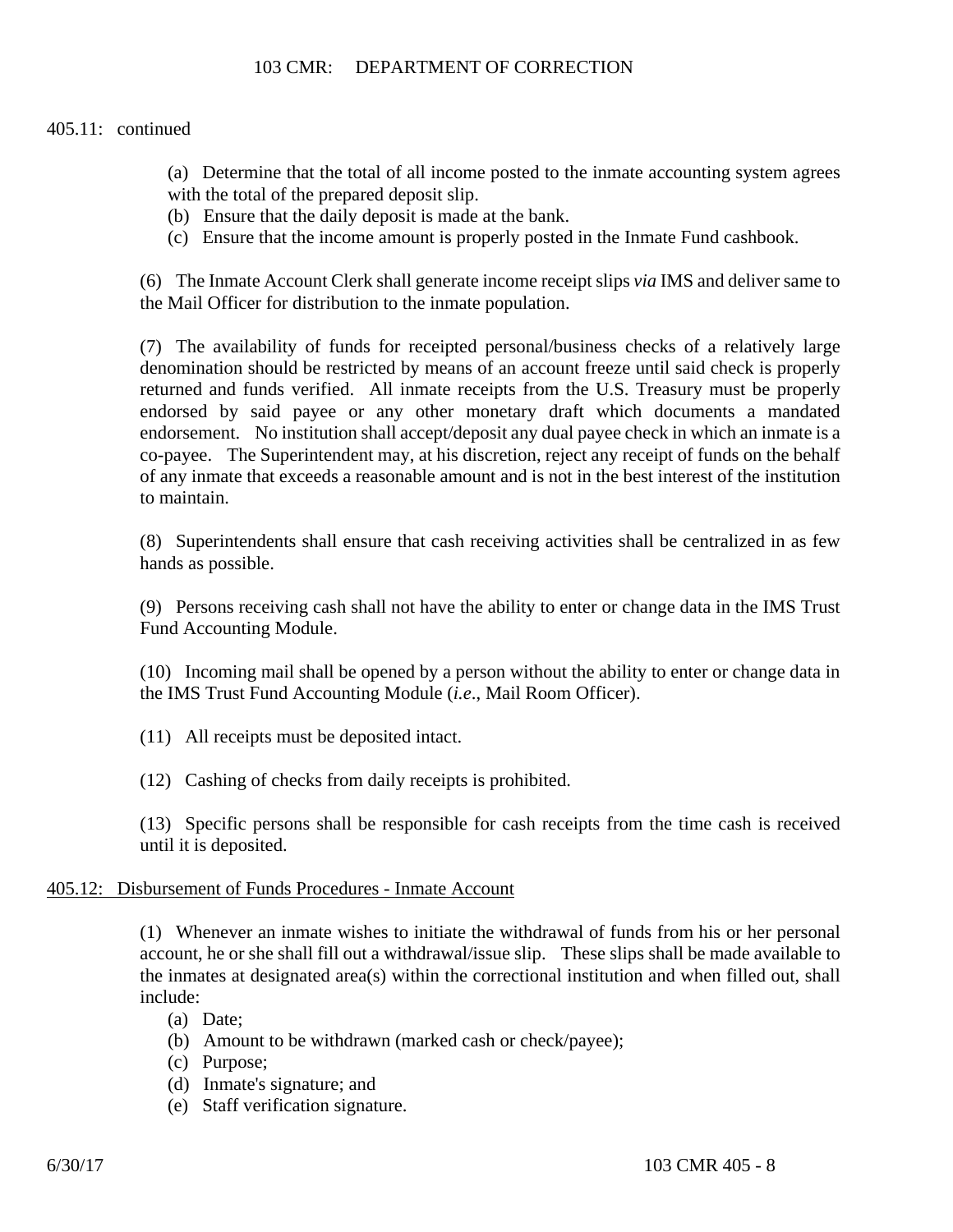405.11: continued

(a) Determine that the total of all income posted to the inmate accounting system agrees with the total of the prepared deposit slip.
(b) Ensure that the daily deposit is made at the bank.
(c) Ensure that the income amount is properly posted in the Inmate Fund cashbook.

(6) The Inmate Account Clerk shall generate income receipt slips *via* IMS and deliver same to the Mail Officer for distribution to the inmate population.

(7) The availability of funds for receipted personal/business checks of a relatively large denomination should be restricted by means of an account freeze until said check is properly returned and funds verified. All inmate receipts from the U.S. Treasury must be properly endorsed by said payee or any other monetary draft which documents a mandated endorsement. No institution shall accept/deposit any dual payee check in which an inmate is a co-payee. The Superintendent may, at his discretion, reject any receipt of funds on the behalf of any inmate that exceeds a reasonable amount and is not in the best interest of the institution to maintain.

(8) Superintendents shall ensure that cash receiving activities shall be centralized in as few hands as possible.

(9) Persons receiving cash shall not have the ability to enter or change data in the IMS Trust Fund Accounting Module.

(10) Incoming mail shall be opened by a person without the ability to enter or change data in the IMS Trust Fund Accounting Module (*i.e.*, Mail Room Officer).

(11) All receipts must be deposited intact.

(12) Cashing of checks from daily receipts is prohibited.

(13) Specific persons shall be responsible for cash receipts from the time cash is received until it is deposited.

## 405.12: Disbursement of Funds Procedures - Inmate Account

(1) Whenever an inmate wishes to initiate the withdrawal of funds from his or her personal account, he or she shall fill out a withdrawal/issue slip. These slips shall be made available to the inmates at designated area(s) within the correctional institution and when filled out, shall include:

(a) Date;
(b) Amount to be withdrawn (marked cash or check/payee);
(c) Purpose;
(d) Inmate's signature; and
(e) Staff verification signature.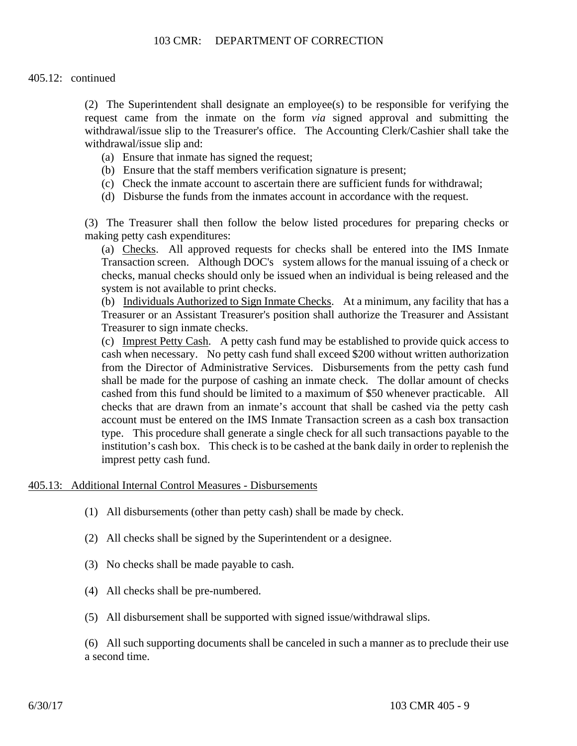405.12: continued

(2) The Superintendent shall designate an employee(s) to be responsible for verifying the request came from the inmate on the form *via* signed approval and submitting the withdrawal/issue slip to the Treasurer's office. The Accounting Clerk/Cashier shall take the withdrawal/issue slip and:

(a) Ensure that inmate has signed the request;
(b) Ensure that the staff members verification signature is present;
(c) Check the inmate account to ascertain there are sufficient funds for withdrawal;
(d) Disburse the funds from the inmates account in accordance with the request.

(3) The Treasurer shall then follow the below listed procedures for preparing checks or making petty cash expenditures:

(a) Checks. All approved requests for checks shall be entered into the IMS Inmate Transaction screen. Although DOC's system allows for the manual issuing of a check or checks, manual checks should only be issued when an individual is being released and the system is not available to print checks.

(b) Individuals Authorized to Sign Inmate Checks. At a minimum, any facility that has a Treasurer or an Assistant Treasurer's position shall authorize the Treasurer and Assistant Treasurer to sign inmate checks.

(c) Imprest Petty Cash. A petty cash fund may be established to provide quick access to cash when necessary. No petty cash fund shall exceed $200 without written authorization from the Director of Administrative Services. Disbursements from the petty cash fund shall be made for the purpose of cashing an inmate check. The dollar amount of checks cashed from this fund should be limited to a maximum of $50 whenever practicable. All checks that are drawn from an inmate's account that shall be cashed via the petty cash account must be entered on the IMS Inmate Transaction screen as a cash box transaction type. This procedure shall generate a single check for all such transactions payable to the institution's cash box. This check is to be cashed at the bank daily in order to replenish the imprest petty cash fund.

## 405.13: Additional Internal Control Measures - Disbursements

(1) All disbursements (other than petty cash) shall be made by check.

(2) All checks shall be signed by the Superintendent or a designee.

(3) No checks shall be made payable to cash.

(4) All checks shall be pre-numbered.

(5) All disbursement shall be supported with signed issue/withdrawal slips.

(6) All such supporting documents shall be canceled in such a manner as to preclude their use a second time.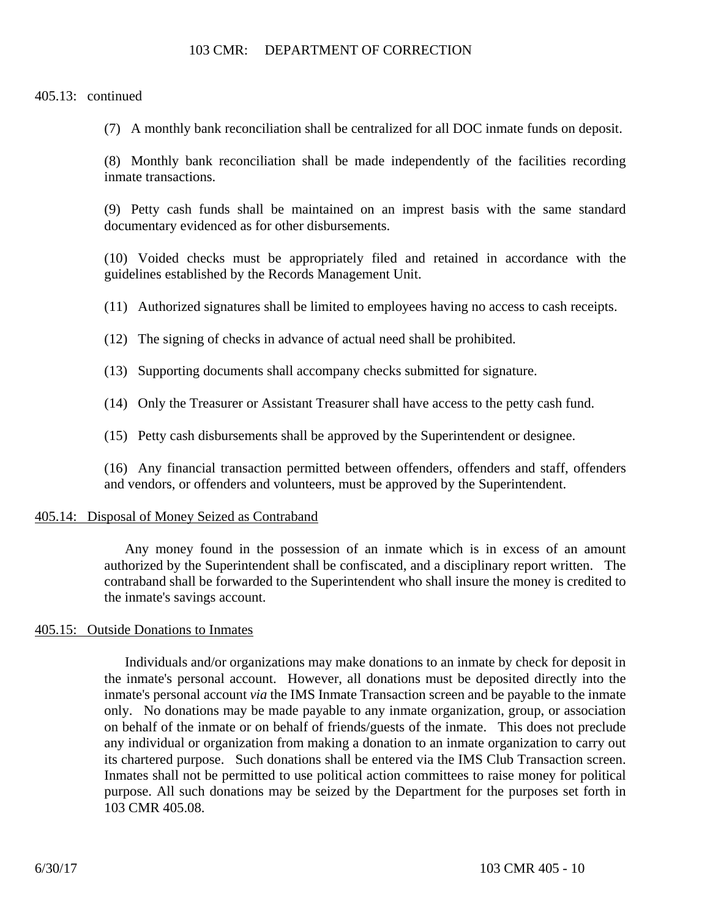405.13: continued

(7) A monthly bank reconciliation shall be centralized for all DOC inmate funds on deposit.

(8) Monthly bank reconciliation shall be made independently of the facilities recording inmate transactions.

(9) Petty cash funds shall be maintained on an imprest basis with the same standard documentary evidenced as for other disbursements.

(10) Voided checks must be appropriately filed and retained in accordance with the guidelines established by the Records Management Unit.

(11) Authorized signatures shall be limited to employees having no access to cash receipts.

(12) The signing of checks in advance of actual need shall be prohibited.

(13) Supporting documents shall accompany checks submitted for signature.

(14) Only the Treasurer or Assistant Treasurer shall have access to the petty cash fund.

(15) Petty cash disbursements shall be approved by the Superintendent or designee.

(16) Any financial transaction permitted between offenders, offenders and staff, offenders and vendors, or offenders and volunteers, must be approved by the Superintendent.

## 405.14: Disposal of Money Seized as Contraband

Any money found in the possession of an inmate which is in excess of an amount authorized by the Superintendent shall be confiscated, and a disciplinary report written. The contraband shall be forwarded to the Superintendent who shall insure the money is credited to the inmate's savings account.

## 405.15: Outside Donations to Inmates

Individuals and/or organizations may make donations to an inmate by check for deposit in the inmate's personal account. However, all donations must be deposited directly into the inmate's personal account *via* the IMS Inmate Transaction screen and be payable to the inmate only. No donations may be made payable to any inmate organization, group, or association on behalf of the inmate or on behalf of friends/guests of the inmate. This does not preclude any individual or organization from making a donation to an inmate organization to carry out its chartered purpose. Such donations shall be entered via the IMS Club Transaction screen. Inmates shall not be permitted to use political action committees to raise money for political purpose. All such donations may be seized by the Department for the purposes set forth in 103 CMR 405.08.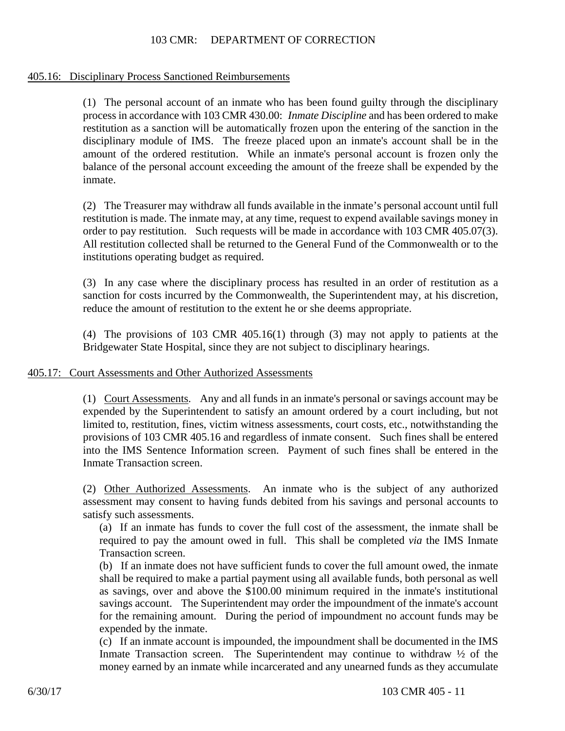## 405.16: Disciplinary Process Sanctioned Reimbursements

(1) The personal account of an inmate who has been found guilty through the disciplinary process in accordance with 103 CMR 430.00: *Inmate Discipline* and has been ordered to make restitution as a sanction will be automatically frozen upon the entering of the sanction in the disciplinary module of IMS. The freeze placed upon an inmate's account shall be in the amount of the ordered restitution. While an inmate's personal account is frozen only the balance of the personal account exceeding the amount of the freeze shall be expended by the inmate.

(2) The Treasurer may withdraw all funds available in the inmate's personal account until full restitution is made. The inmate may, at any time, request to expend available savings money in order to pay restitution. Such requests will be made in accordance with 103 CMR 405.07(3). All restitution collected shall be returned to the General Fund of the Commonwealth or to the institutions operating budget as required.

(3) In any case where the disciplinary process has resulted in an order of restitution as a sanction for costs incurred by the Commonwealth, the Superintendent may, at his discretion, reduce the amount of restitution to the extent he or she deems appropriate.

(4) The provisions of 103 CMR 405.16(1) through (3) may not apply to patients at the Bridgewater State Hospital, since they are not subject to disciplinary hearings.

## 405.17: Court Assessments and Other Authorized Assessments

(1) Court Assessments. Any and all funds in an inmate's personal or savings account may be expended by the Superintendent to satisfy an amount ordered by a court including, but not limited to, restitution, fines, victim witness assessments, court costs, etc., notwithstanding the provisions of 103 CMR 405.16 and regardless of inmate consent. Such fines shall be entered into the IMS Sentence Information screen. Payment of such fines shall be entered in the Inmate Transaction screen.

(2) Other Authorized Assessments. An inmate who is the subject of any authorized assessment may consent to having funds debited from his savings and personal accounts to satisfy such assessments.

(a) If an inmate has funds to cover the full cost of the assessment, the inmate shall be required to pay the amount owed in full. This shall be completed *via* the IMS Inmate Transaction screen.

(b) If an inmate does not have sufficient funds to cover the full amount owed, the inmate shall be required to make a partial payment using all available funds, both personal as well as savings, over and above the $100.00 minimum required in the inmate's institutional savings account. The Superintendent may order the impoundment of the inmate's account for the remaining amount. During the period of impoundment no account funds may be expended by the inmate.

(c) If an inmate account is impounded, the impoundment shall be documented in the IMS Inmate Transaction screen. The Superintendent may continue to withdraw ½ of the money earned by an inmate while incarcerated and any unearned funds as they accumulate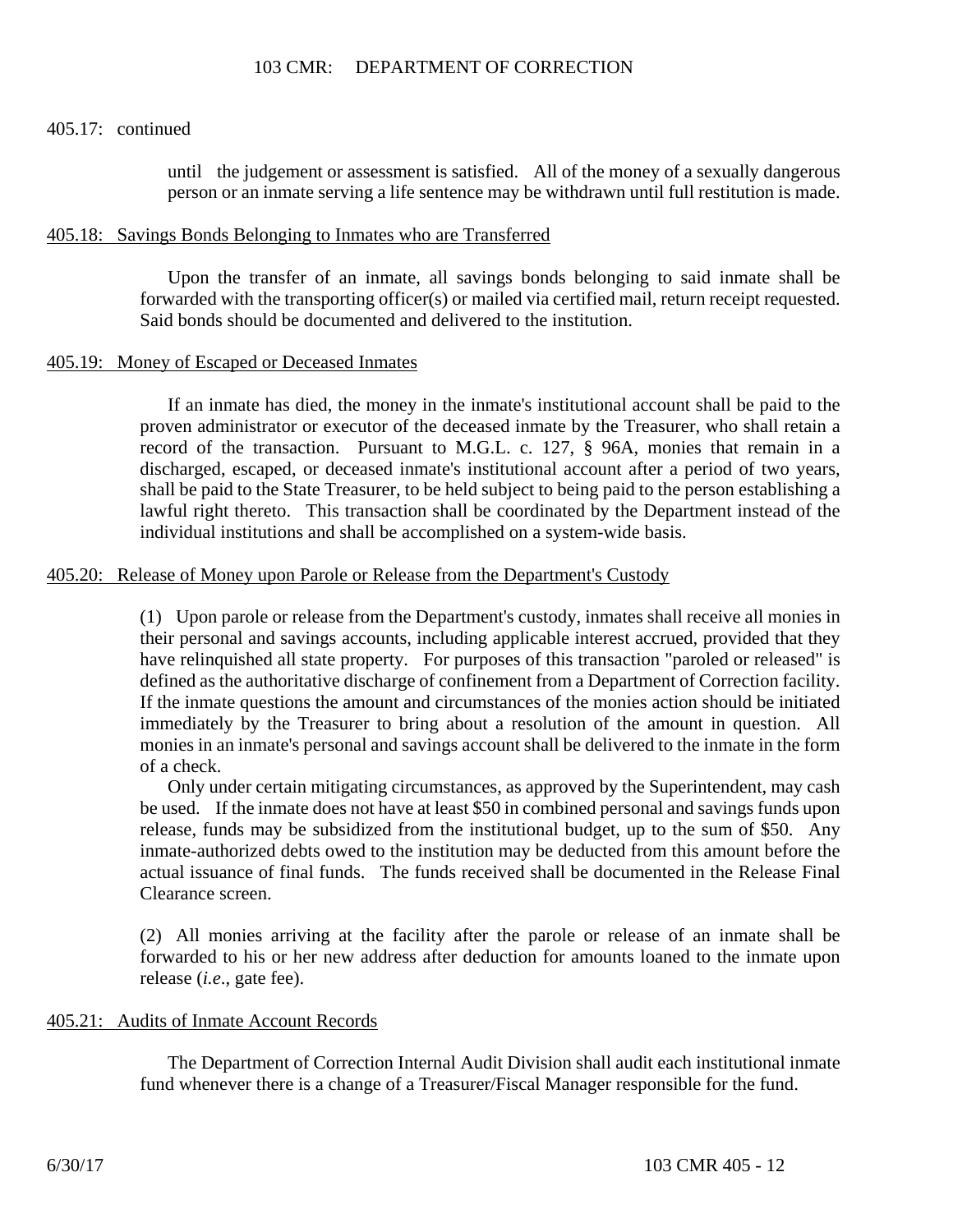405.17: continued

until the judgement or assessment is satisfied. All of the money of a sexually dangerous person or an inmate serving a life sentence may be withdrawn until full restitution is made.

## 405.18: Savings Bonds Belonging to Inmates who are Transferred

Upon the transfer of an inmate, all savings bonds belonging to said inmate shall be forwarded with the transporting officer(s) or mailed via certified mail, return receipt requested. Said bonds should be documented and delivered to the institution.

## 405.19: Money of Escaped or Deceased Inmates

If an inmate has died, the money in the inmate's institutional account shall be paid to the proven administrator or executor of the deceased inmate by the Treasurer, who shall retain a record of the transaction. Pursuant to M.G.L. c. 127, § 96A, monies that remain in a discharged, escaped, or deceased inmate's institutional account after a period of two years, shall be paid to the State Treasurer, to be held subject to being paid to the person establishing a lawful right thereto. This transaction shall be coordinated by the Department instead of the individual institutions and shall be accomplished on a system-wide basis.

## 405.20: Release of Money upon Parole or Release from the Department's Custody

(1) Upon parole or release from the Department's custody, inmates shall receive all monies in their personal and savings accounts, including applicable interest accrued, provided that they have relinquished all state property. For purposes of this transaction "paroled or released" is defined as the authoritative discharge of confinement from a Department of Correction facility. If the inmate questions the amount and circumstances of the monies action should be initiated immediately by the Treasurer to bring about a resolution of the amount in question. All monies in an inmate's personal and savings account shall be delivered to the inmate in the form of a check.

Only under certain mitigating circumstances, as approved by the Superintendent, may cash be used. If the inmate does not have at least $50 in combined personal and savings funds upon release, funds may be subsidized from the institutional budget, up to the sum of $50. Any inmate-authorized debts owed to the institution may be deducted from this amount before the actual issuance of final funds. The funds received shall be documented in the Release Final Clearance screen.

(2) All monies arriving at the facility after the parole or release of an inmate shall be forwarded to his or her new address after deduction for amounts loaned to the inmate upon release (*i.e*., gate fee).

## 405.21: Audits of Inmate Account Records

The Department of Correction Internal Audit Division shall audit each institutional inmate fund whenever there is a change of a Treasurer/Fiscal Manager responsible for the fund.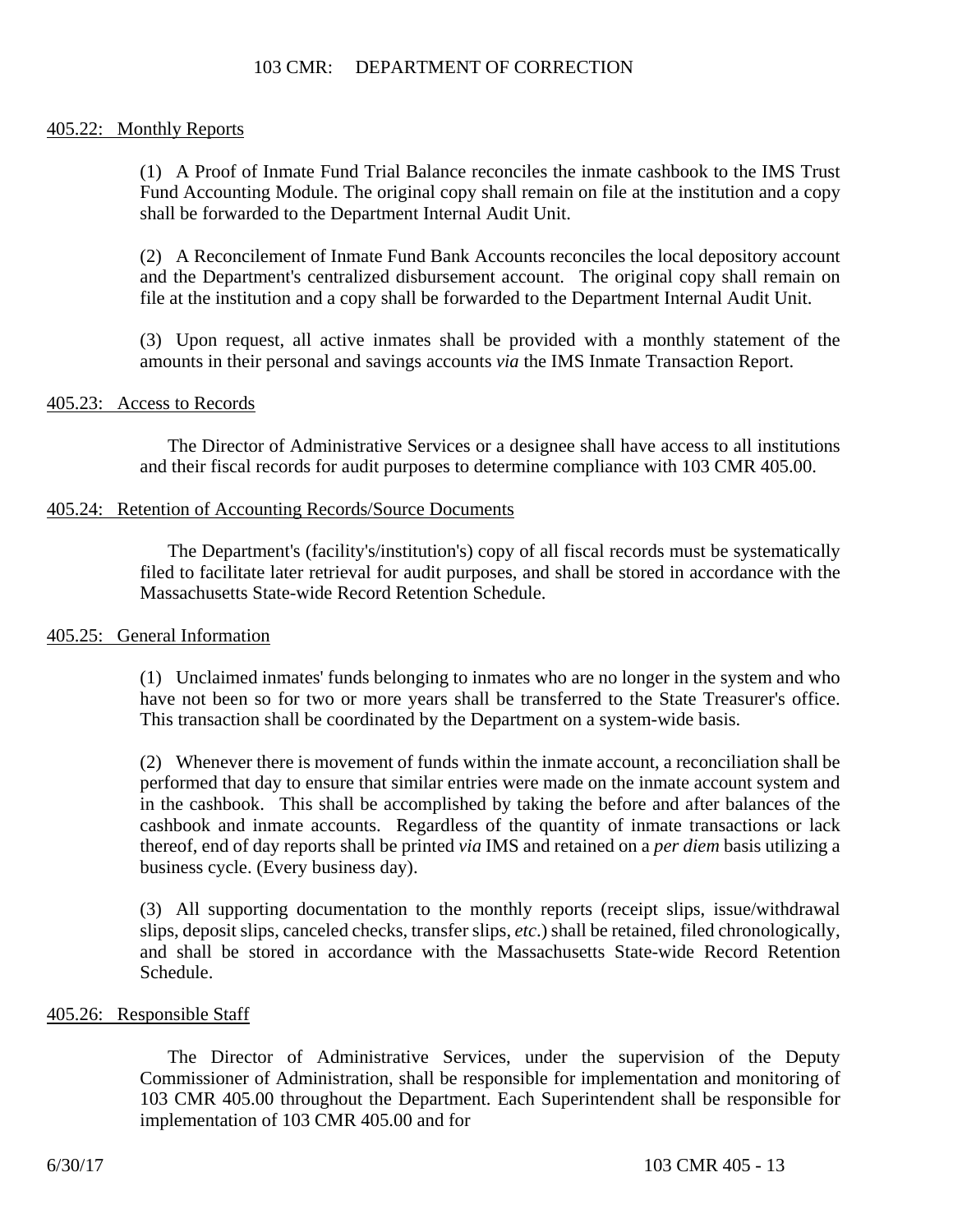## 405.22: Monthly Reports

(1) A Proof of Inmate Fund Trial Balance reconciles the inmate cashbook to the IMS Trust Fund Accounting Module. The original copy shall remain on file at the institution and a copy shall be forwarded to the Department Internal Audit Unit.

(2) A Reconcilement of Inmate Fund Bank Accounts reconciles the local depository account and the Department's centralized disbursement account. The original copy shall remain on file at the institution and a copy shall be forwarded to the Department Internal Audit Unit.

(3) Upon request, all active inmates shall be provided with a monthly statement of the amounts in their personal and savings accounts *via* the IMS Inmate Transaction Report.

## 405.23: Access to Records

The Director of Administrative Services or a designee shall have access to all institutions and their fiscal records for audit purposes to determine compliance with 103 CMR 405.00.

## 405.24: Retention of Accounting Records/Source Documents

The Department's (facility's/institution's) copy of all fiscal records must be systematically filed to facilitate later retrieval for audit purposes, and shall be stored in accordance with the Massachusetts State-wide Record Retention Schedule.

## 405.25: General Information

(1) Unclaimed inmates' funds belonging to inmates who are no longer in the system and who have not been so for two or more years shall be transferred to the State Treasurer's office. This transaction shall be coordinated by the Department on a system-wide basis.

(2) Whenever there is movement of funds within the inmate account, a reconciliation shall be performed that day to ensure that similar entries were made on the inmate account system and in the cashbook. This shall be accomplished by taking the before and after balances of the cashbook and inmate accounts. Regardless of the quantity of inmate transactions or lack thereof, end of day reports shall be printed *via* IMS and retained on a *per diem* basis utilizing a business cycle. (Every business day).

(3) All supporting documentation to the monthly reports (receipt slips, issue/withdrawal slips, deposit slips, canceled checks, transfer slips, *etc*.) shall be retained, filed chronologically, and shall be stored in accordance with the Massachusetts State-wide Record Retention Schedule.

## 405.26: Responsible Staff

The Director of Administrative Services, under the supervision of the Deputy Commissioner of Administration, shall be responsible for implementation and monitoring of 103 CMR 405.00 throughout the Department. Each Superintendent shall be responsible for implementation of 103 CMR 405.00 and for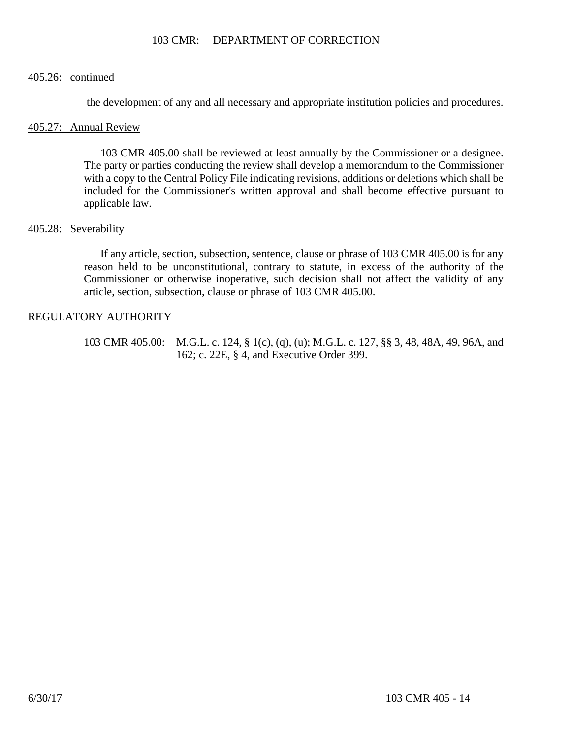405.26: continued

the development of any and all necessary and appropriate institution policies and procedures.

## 405.27: Annual Review

103 CMR 405.00 shall be reviewed at least annually by the Commissioner or a designee. The party or parties conducting the review shall develop a memorandum to the Commissioner with a copy to the Central Policy File indicating revisions, additions or deletions which shall be included for the Commissioner's written approval and shall become effective pursuant to applicable law.

## 405.28: Severability

If any article, section, subsection, sentence, clause or phrase of 103 CMR 405.00 is for any reason held to be unconstitutional, contrary to statute, in excess of the authority of the Commissioner or otherwise inoperative, such decision shall not affect the validity of any article, section, subsection, clause or phrase of 103 CMR 405.00.

## REGULATORY AUTHORITY

103 CMR 405.00: M.G.L. c. 124, § 1(c), (q), (u); M.G.L. c. 127, §§ 3, 48, 48A, 49, 96A, and 162; c. 22E, § 4, and Executive Order 399.